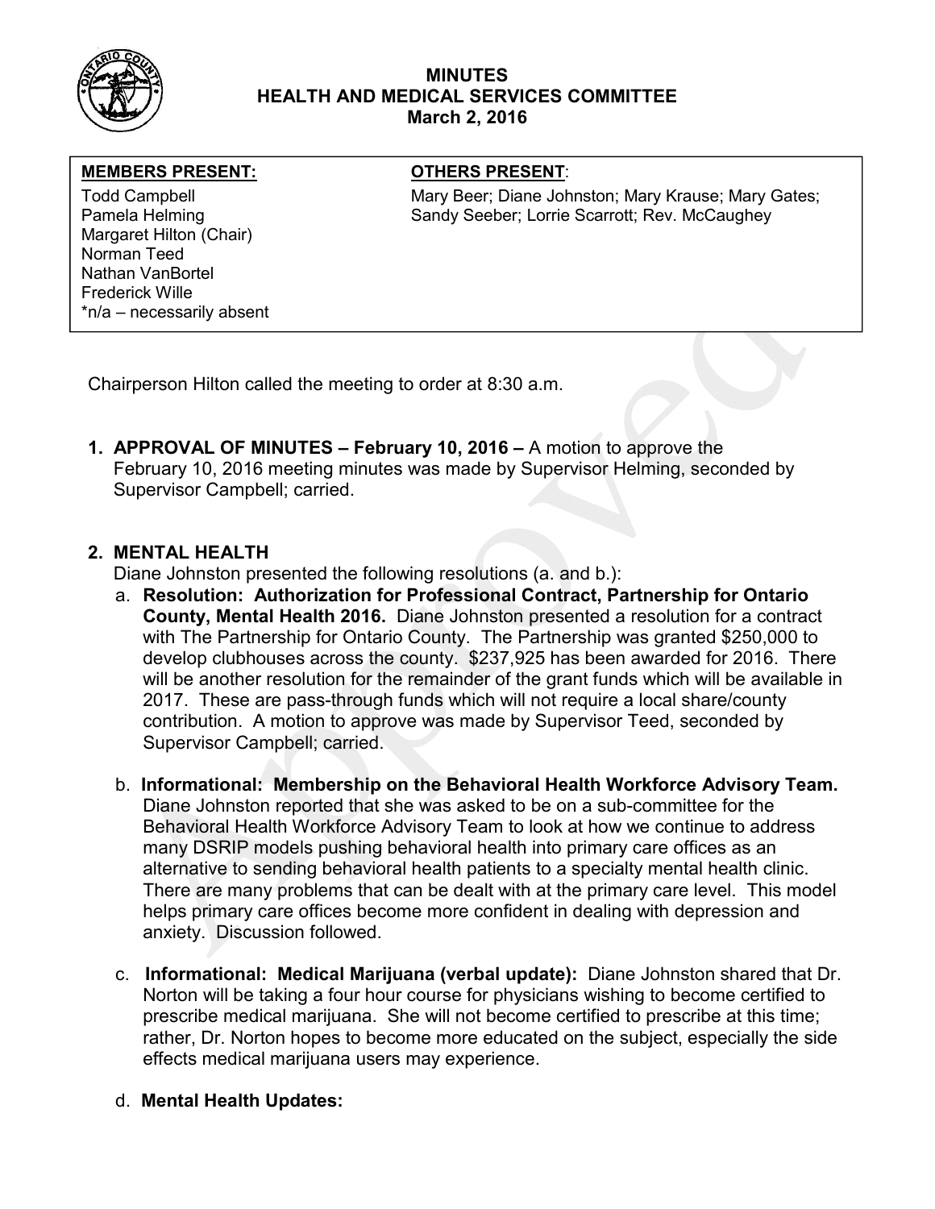# MINUTES
## HEALTH AND MEDICAL SERVICES COMMITTEE
### March 2, 2016

| MEMBERS PRESENT: | OTHERS PRESENT: |
| --- | --- |
| Todd Campbell<br>Pamela Helming<br>Margaret Hilton (Chair)<br>Norman Teed<br>Nathan VanBortel<br>Frederick Wille<br>*n/a – necessarily absent | Mary Beer; Diane Johnston; Mary Krause; Mary Gates; Sandy Seeber; Lorrie Scarrott; Rev. McCaughey |

Chairperson Hilton called the meeting to order at 8:30 a.m.

1. **APPROVAL OF MINUTES – February 10, 2016 –** A motion to approve the February 10, 2016 meeting minutes was made by Supervisor Helming, seconded by Supervisor Campbell; carried.

2. **MENTAL HEALTH**

   Diane Johnston presented the following resolutions (a. and b.):

   a. **Resolution: Authorization for Professional Contract, Partnership for Ontario County, Mental Health 2016.** Diane Johnston presented a resolution for a contract with The Partnership for Ontario County. The Partnership was granted $250,000 to develop clubhouses across the county. $237,925 has been awarded for 2016. There will be another resolution for the remainder of the grant funds which will be available in 2017. These are pass-through funds which will not require a local share/county contribution. A motion to approve was made by Supervisor Teed, seconded by Supervisor Campbell; carried.

   b. **Informational: Membership on the Behavioral Health Workforce Advisory Team.** Diane Johnston reported that she was asked to be on a sub-committee for the Behavioral Health Workforce Advisory Team to look at how we continue to address many DSRIP models pushing behavioral health into primary care offices as an alternative to sending behavioral health patients to a specialty mental health clinic. There are many problems that can be dealt with at the primary care level. This model helps primary care offices become more confident in dealing with depression and anxiety. Discussion followed.

   c. **Informational: Medical Marijuana (verbal update):** Diane Johnston shared that Dr. Norton will be taking a four hour course for physicians wishing to become certified to prescribe medical marijuana. She will not become certified to prescribe at this time; rather, Dr. Norton hopes to become more educated on the subject, especially the side effects medical marijuana users may experience.

   d. **Mental Health Updates:**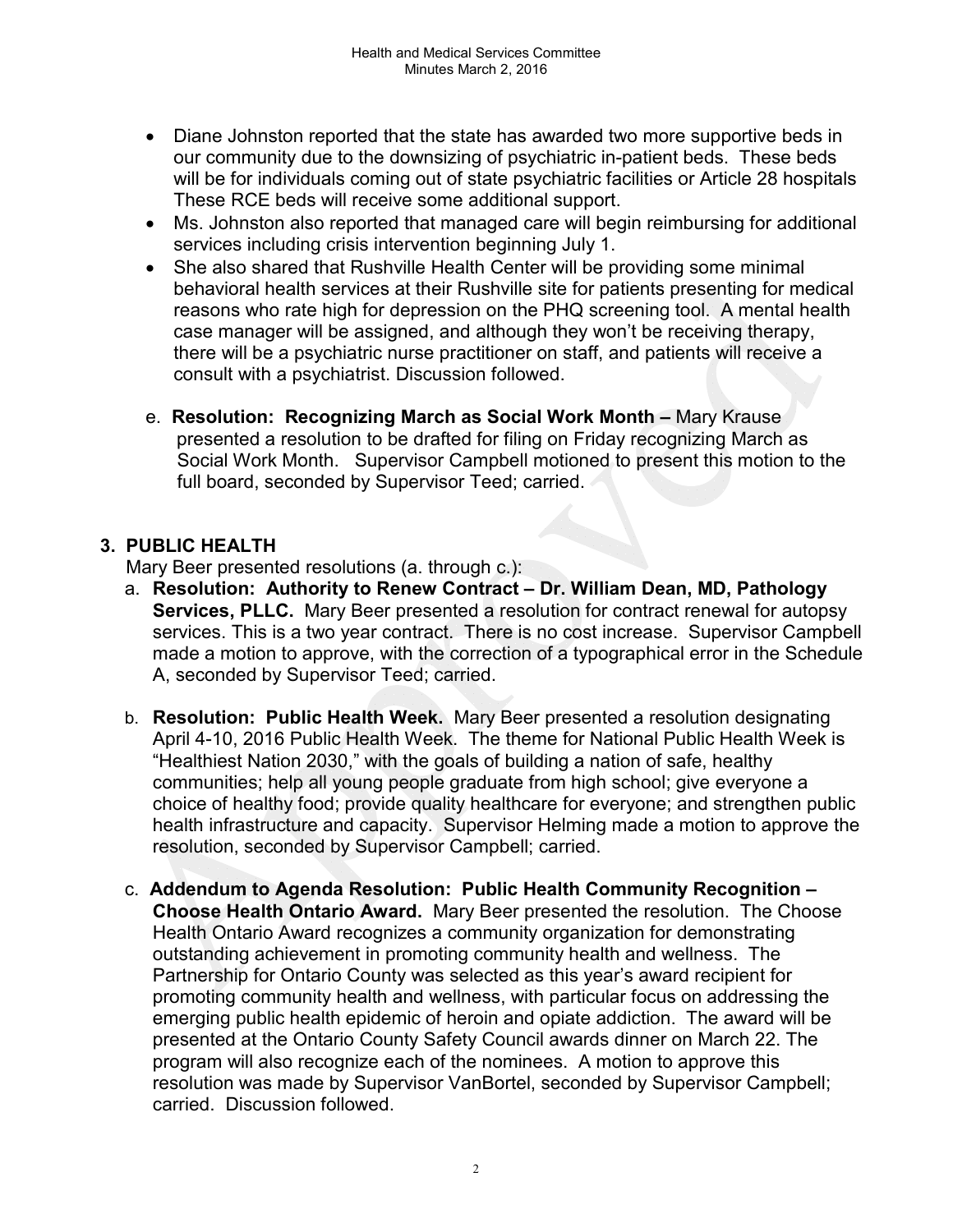- Diane Johnston reported that the state has awarded two more supportive beds in our community due to the downsizing of psychiatric in-patient beds. These beds will be for individuals coming out of state psychiatric facilities or Article 28 hospitals These RCE beds will receive some additional support.
- Ms. Johnston also reported that managed care will begin reimbursing for additional services including crisis intervention beginning July 1.
- She also shared that Rushville Health Center will be providing some minimal behavioral health services at their Rushville site for patients presenting for medical reasons who rate high for depression on the PHQ screening tool. A mental health case manager will be assigned, and although they won't be receiving therapy, there will be a psychiatric nurse practitioner on staff, and patients will receive a consult with a psychiatrist. Discussion followed.

e. **Resolution: Recognizing March as Social Work Month –** Mary Krause presented a resolution to be drafted for filing on Friday recognizing March as Social Work Month. Supervisor Campbell motioned to present this motion to the full board, seconded by Supervisor Teed; carried.

## 3. PUBLIC HEALTH

Mary Beer presented resolutions (a. through c.):

a. **Resolution: Authority to Renew Contract – Dr. William Dean, MD, Pathology Services, PLLC.** Mary Beer presented a resolution for contract renewal for autopsy services. This is a two year contract. There is no cost increase. Supervisor Campbell made a motion to approve, with the correction of a typographical error in the Schedule A, seconded by Supervisor Teed; carried.

b. **Resolution: Public Health Week.** Mary Beer presented a resolution designating April 4-10, 2016 Public Health Week. The theme for National Public Health Week is "Healthiest Nation 2030," with the goals of building a nation of safe, healthy communities; help all young people graduate from high school; give everyone a choice of healthy food; provide quality healthcare for everyone; and strengthen public health infrastructure and capacity. Supervisor Helming made a motion to approve the resolution, seconded by Supervisor Campbell; carried.

c. **Addendum to Agenda Resolution: Public Health Community Recognition – Choose Health Ontario Award.** Mary Beer presented the resolution. The Choose Health Ontario Award recognizes a community organization for demonstrating outstanding achievement in promoting community health and wellness. The Partnership for Ontario County was selected as this year's award recipient for promoting community health and wellness, with particular focus on addressing the emerging public health epidemic of heroin and opiate addiction. The award will be presented at the Ontario County Safety Council awards dinner on March 22. The program will also recognize each of the nominees. A motion to approve this resolution was made by Supervisor VanBortel, seconded by Supervisor Campbell; carried. Discussion followed.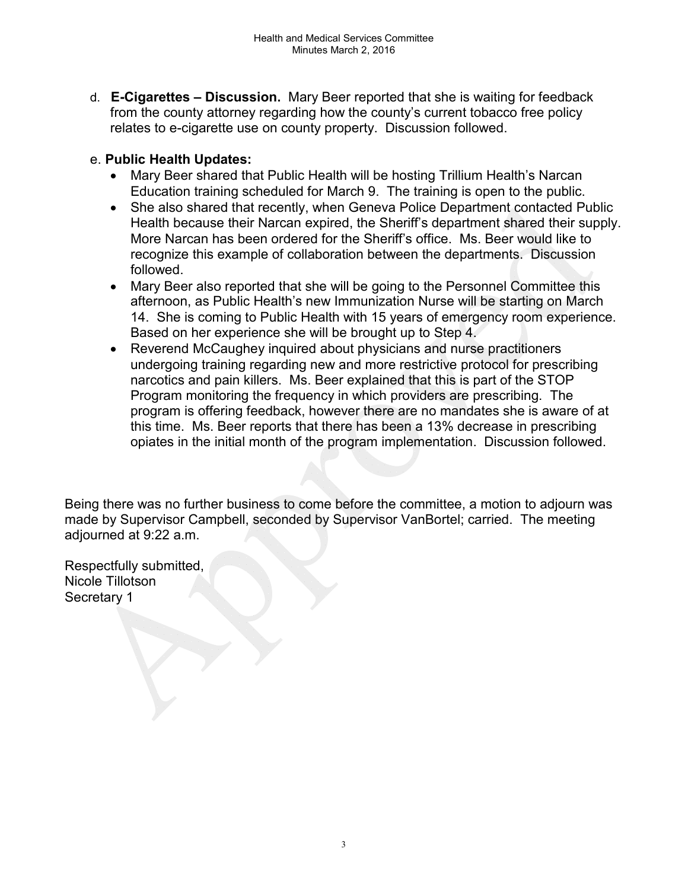d. **E-Cigarettes – Discussion.** Mary Beer reported that she is waiting for feedback from the county attorney regarding how the county's current tobacco free policy relates to e-cigarette use on county property. Discussion followed.

e. **Public Health Updates:**

- Mary Beer shared that Public Health will be hosting Trillium Health's Narcan Education training scheduled for March 9. The training is open to the public.
- She also shared that recently, when Geneva Police Department contacted Public Health because their Narcan expired, the Sheriff's department shared their supply. More Narcan has been ordered for the Sheriff's office. Ms. Beer would like to recognize this example of collaboration between the departments. Discussion followed.
- Mary Beer also reported that she will be going to the Personnel Committee this afternoon, as Public Health's new Immunization Nurse will be starting on March 14. She is coming to Public Health with 15 years of emergency room experience. Based on her experience she will be brought up to Step 4.
- Reverend McCaughey inquired about physicians and nurse practitioners undergoing training regarding new and more restrictive protocol for prescribing narcotics and pain killers. Ms. Beer explained that this is part of the STOP Program monitoring the frequency in which providers are prescribing. The program is offering feedback, however there are no mandates she is aware of at this time. Ms. Beer reports that there has been a 13% decrease in prescribing opiates in the initial month of the program implementation. Discussion followed.

Being there was no further business to come before the committee, a motion to adjourn was made by Supervisor Campbell, seconded by Supervisor VanBortel; carried. The meeting adjourned at 9:22 a.m.

Respectfully submitted,
Nicole Tillotson
Secretary 1